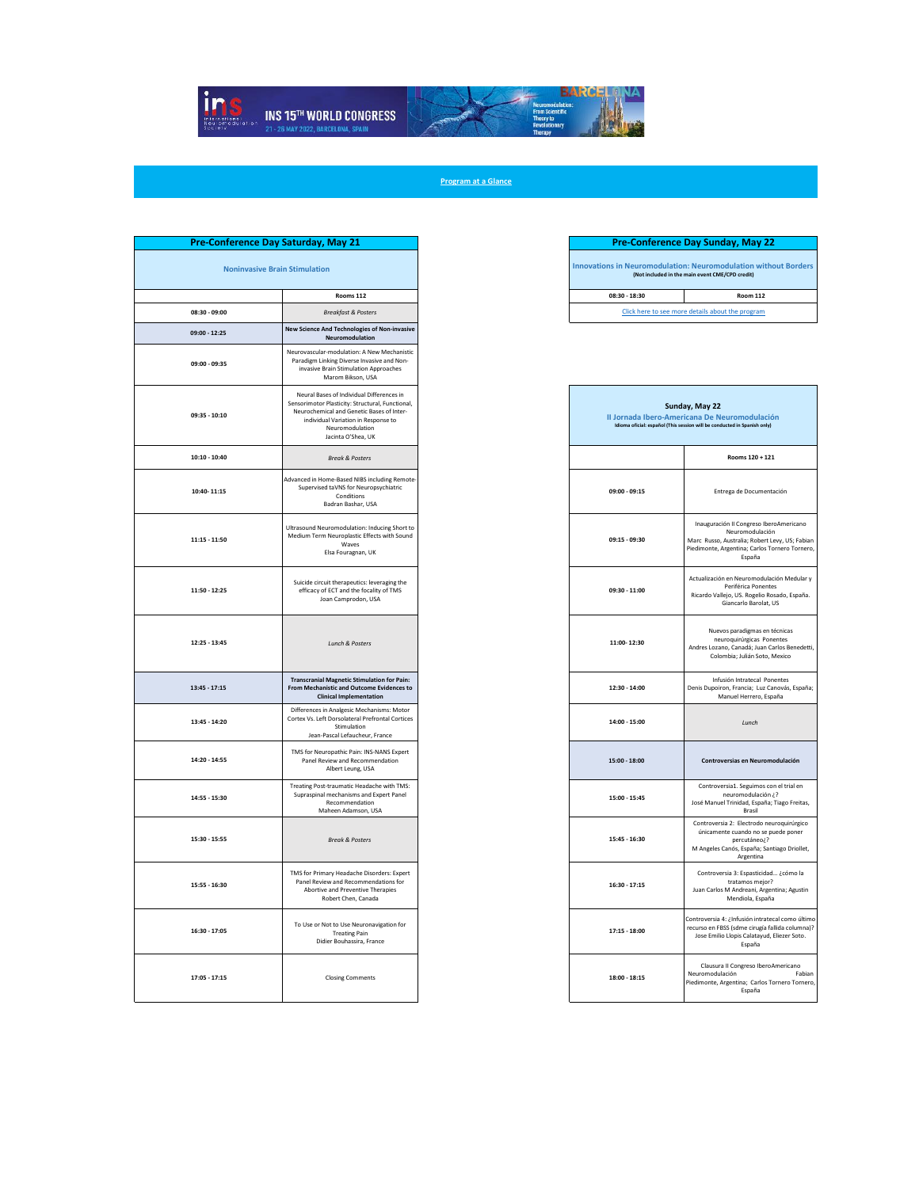# INS 15TH WORLD CONGRESS

21 - 26 MAY 2022, BARCELONA, SPAIN

**Program at a Glance**

## Pre-Conference Day Saturday, May 21

**Noninvasive Brain Stimulation**

| | Rooms 112 |
|---|---|
| 08:30 - 09:00 | *Breakfast & Posters* |
| 09:00 - 12:25 | **New Science And Technologies of Non-invasive Neuromodulation** |
| 09:00 - 09:35 | Neurovascular-modulation: A New Mechanistic Paradigm Linking Diverse Invasive and Non-invasive Brain Stimulation Approaches<br>Marom Bikson, USA |
| 09:35 - 10:10 | Neural Bases of Individual Differences in Sensorimotor Plasticity: Structural, Functional, Neurochemical and Genetic Bases of Inter-individual Variation in Response to Neuromodulation<br>Jacinta O'Shea, UK |
| 10:10 - 10:40 | *Break & Posters* |
| 10:40- 11:15 | Advanced in Home-Based NIBS including Remote-Supervised taVNS for Neuropsychiatric Conditions<br>Badran Bashar, USA |
| 11:15 - 11:50 | Ultrasound Neuromodulation: Inducing Short to Medium Term Neuroplastic Effects with Sound Waves<br>Elsa Fouragnan, UK |
| 11:50 - 12:25 | Suicide circuit therapeutics: leveraging the efficacy of ECT and the focality of TMS<br>Joan Camprodon, USA |
| 12:25 - 13:45 | *Lunch & Posters* |
| 13:45 - 17:15 | **Transcranial Magnetic Stimulation for Pain: From Mechanistic and Outcome Evidences to Clinical Implementation** |
| 13:45 - 14:20 | Differences in Analgesic Mechanisms: Motor Cortex Vs. Left Dorsolateral Prefrontal Cortices Stimulation<br>Jean-Pascal Lefaucheur, France |
| 14:20 - 14:55 | TMS for Neuropathic Pain: INS-NANS Expert Panel Review and Recommendation<br>Albert Leung, USA |
| 14:55 - 15:30 | Treating Post-traumatic Headache with TMS: Supraspinal mechanisms and Expert Panel Recommendation<br>Maheen Adamson, USA |
| 15:30 - 15:55 | *Break & Posters* |
| 15:55 - 16:30 | TMS for Primary Headache Disorders: Expert Panel Review and Recommendations for Abortive and Preventive Therapies<br>Robert Chen, Canada |
| 16:30 - 17:05 | To Use or Not to Use Neuronavigation for Treating Pain<br>Didier Bouhassira, France |
| 17:05 - 17:15 | Closing Comments |

## Pre-Conference Day Sunday, May 22

**Innovations in Neuromodulation: Neuromodulation without Borders**
**(Not included in the main event CME/CPD credit)**

| 08:30 - 18:30 | Room 112 |
|---|---|
| Click here to see more details about the program | |

## Sunday, May 22

**II Jornada Ibero-Americana De Neuromodulación**
**Idioma oficial: español (This session will be conducted in Spanish only)**

| | Rooms 120 + 121 |
|---|---|
| 09:00 - 09:15 | Entrega de Documentación |
| 09:15 - 09:30 | Inauguración II Congreso IberoAmericano Neuromodulación<br>Marc Russo, Australia; Robert Levy, US; Fabian Piedimonte, Argentina; Carlos Tornero Tornero, España |
| 09:30 - 11:00 | Actualización en Neuromodulación Medular y Periférica Ponentes<br>Ricardo Vallejo, US. Rogelio Rosado, España. Giancarlo Barolat, US |
| 11:00- 12:30 | Nuevos paradigmas en técnicas neuroquirúrgicas Ponentes<br>Andres Lozano, Canadá; Juan Carlos Benedetti, Colombia; Julián Soto, Mexico |
| 12:30 - 14:00 | Infusión Intratecal Ponentes<br>Denis Dupoiron, Francia; Luz Canovás, España; Manuel Herrero, España |
| 14:00 - 15:00 | *Lunch* |
| 15:00 - 18:00 | **Controversias en Neuromodulación** |
| 15:00 - 15:45 | Controversia1. Seguimos con el trial en neuromodulación ¿?<br>José Manuel Trinidad, España; Tiago Freitas, Brasil |
| 15:45 - 16:30 | Controversia 2: Electrodo neuroquirúrgico únicamente cuando no se puede poner percutáneo¿?<br>M Angeles Canós, España; Santiago Driollet, Argentina |
| 16:30 - 17:15 | Controversia 3: Espasticidad... ¿cómo la tratamos mejor?<br>Juan Carlos M Andreani, Argentina; Agustin Mendiola, España |
| 17:15 - 18:00 | Controversia 4: ¿Infusión intratecal como último recurso en FBSS (sdme cirugía fallida columna)?<br>Jose Emilio Llopis Calatayud, Eliezer Soto. España |
| 18:00 - 18:15 | Clausura II Congreso IberoAmericano Neuromodulación Fabian Piedimonte, Argentina; Carlos Tornero Tornero, España |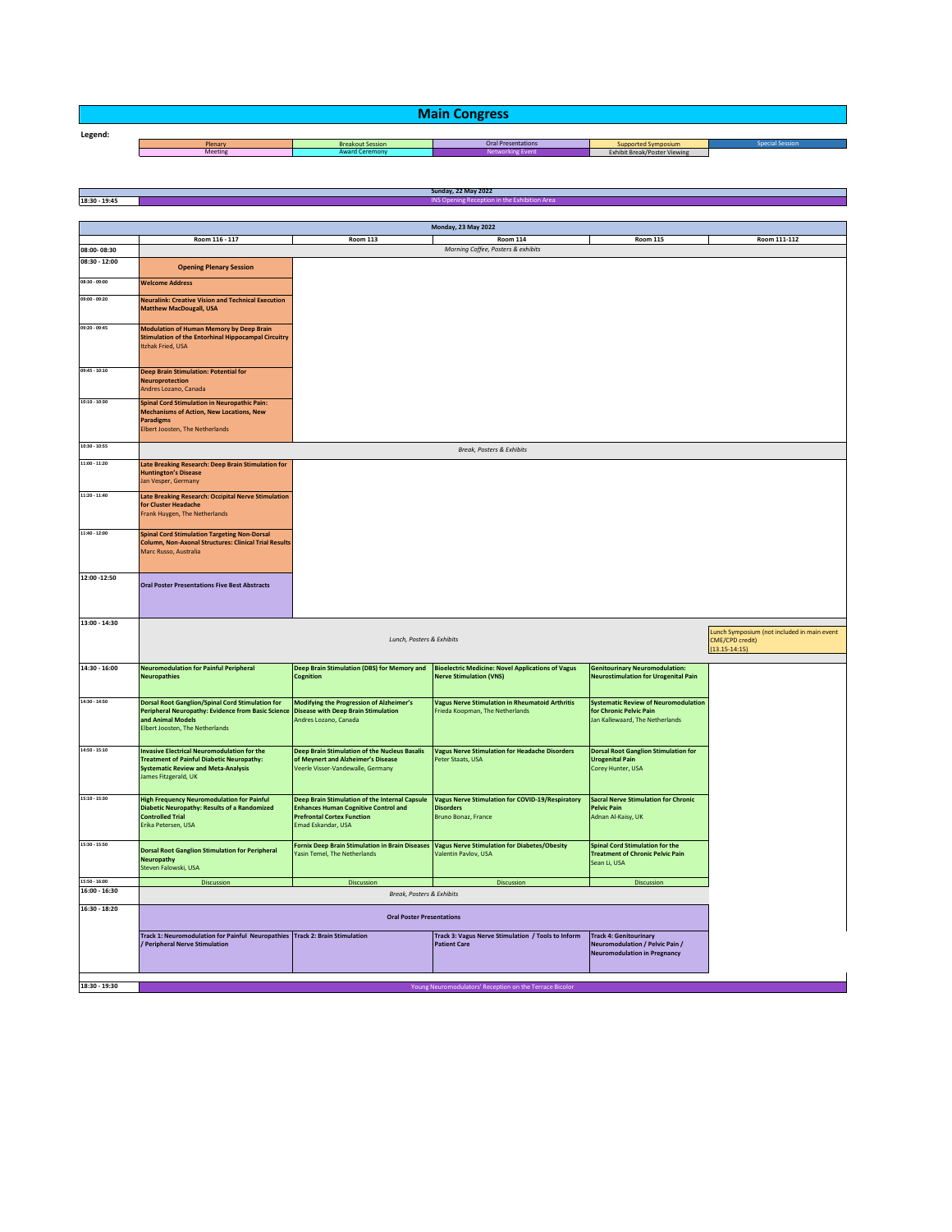# Main Congress

**Legend:**

| | | | | |
|---|---|---|---|---|
| Plenary | Breakout Session | Oral Presentations | Supported Symposium | Special Session |
| Meeting | Award Ceremony | Networking Event | Exhibit Break/Poster Viewing | |

## Sunday, 22 May 2022

| Time | |
|---|---|
| 18:30 - 19:45 | INS Opening Reception in the Exhibition Area |

## Monday, 23 May 2022

| Time | Room 116 - 117 | Room 113 | Room 114 | Room 115 | Room 111-112 |
|---|---|---|---|---|---|
| 08:00- 08:30 | *Morning Coffee, Posters & exhibits* | | | | |
| 08:30 - 12:00 | **Opening Plenary Session** | | | | |
| 08:30 - 09:00 | **Welcome Address** | | | | |
| 09:00 - 09:20 | **Neuralink: Creative Vision and Technical Execution** Matthew MacDougall, USA | | | | |
| 09:20 - 09:45 | **Modulation of Human Memory by Deep Brain Stimulation of the Entorhinal Hippocampal Circuitry** Itzhak Fried, USA | | | | |
| 09:45 - 10:10 | **Deep Brain Stimulation: Potential for Neuroprotection** Andres Lozano, Canada | | | | |
| 10:10 - 10:30 | **Spinal Cord Stimulation in Neuropathic Pain: Mechanisms of Action, New Locations, New Paradigms** Elbert Joosten, The Netherlands | | | | |
| 10:30 - 10:55 | *Break, Posters & Exhibits* | | | | |
| 11:00 - 11:20 | **Late Breaking Research: Deep Brain Stimulation for Huntington's Disease** Jan Vesper, Germany | | | | |
| 11:20 - 11:40 | **Late Breaking Research: Occipital Nerve Stimulation for Cluster Headache** Frank Huygen, The Netherlands | | | | |
| 11:40 - 12:00 | **Spinal Cord Stimulation Targeting Non-Dorsal Column, Non-Axonal Structures: Clinical Trial Results** Marc Russo, Australia | | | | |
| 12:00 -12:50 | **Oral Poster Presentations Five Best Abstracts** | | | | |
| 13:00 - 14:30 | *Lunch, Posters & Exhibits* | | | | Lunch Symposium (not included in main event CME/CPD credit) (13.15-14:15) |
| 14:30 - 16:00 | **Neuromodulation for Painful Peripheral Neuropathies** | **Deep Brain Stimulation (DBS) for Memory and Cognition** | **Bioelectric Medicine: Novel Applications of Vagus Nerve Stimulation (VNS)** | **Genitourinary Neuromodulation: Neurostimulation for Urogenital Pain** | |
| 14:30 - 14:50 | **Dorsal Root Ganglion/Spinal Cord Stimulation for Peripheral Neuropathy: Evidence from Basic Science and Animal Models** Elbert Joosten, The Netherlands | **Modifying the Progression of Alzheimer's Disease with Deep Brain Stimulation** Andres Lozano, Canada | **Vagus Nerve Stimulation in Rheumatoid Arthritis** Frieda Koopman, The Netherlands | **Systematic Review of Neuromodulation for Chronic Pelvic Pain** Jan Kallewaard, The Netherlands | |
| 14:50 - 15:10 | **Invasive Electrical Neuromodulation for the Treatment of Painful Diabetic Neuropathy: Systematic Review and Meta-Analysis** James Fitzgerald, UK | **Deep Brain Stimulation of the Nucleus Basalis of Meynert and Alzheimer's Disease** Veerle Visser-Vandewalle, Germany | **Vagus Nerve Stimulation for Headache Disorders** Peter Staats, USA | **Dorsal Root Ganglion Stimulation for Urogenital Pain** Corey Hunter, USA | |
| 15:10 - 15:30 | **High Frequency Neuromodulation for Painful Diabetic Neuropathy: Results of a Randomized Controlled Trial** Erika Petersen, USA | **Deep Brain Stimulation of the Internal Capsule Enhances Human Cognitive Control and Prefrontal Cortex Function** Emad Eskandar, USA | **Vagus Nerve Stimulation for COVID-19/Respiratory Disorders** Bruno Bonaz, France | **Sacral Nerve Stimulation for Chronic Pelvic Pain** Adnan Al-Kaisy, UK | |
| 15:30 - 15:50 | **Dorsal Root Ganglion Stimulation for Peripheral Neuropathy** Steven Falowski, USA | **Fornix Deep Brain Stimulation in Brain Diseases** Yasin Temel, The Netherlands | **Vagus Nerve Stimulation for Diabetes/Obesity** Valentin Pavlov, USA | **Spinal Cord Stimulation for the Treatment of Chronic Pelvic Pain** Sean Li, USA | |
| 15:50 - 16:00 | Discussion | Discussion | Discussion | Discussion | |
| 16:00 - 16:30 | *Break, Posters & Exhibits* | | | | |
| 16:30 - 18:20 | **Oral Poster Presentations** | | | | |
| | **Track 1: Neuromodulation for Painful Neuropathies / Peripheral Nerve Stimulation** | **Track 2: Brain Stimulation** | **Track 3: Vagus Nerve Stimulation / Tools to Inform Patient Care** | **Track 4: Genitourinary Neuromodulation / Pelvic Pain / Neuromodulation in Pregnancy** | |
| 18:30 - 19:30 | Young Neuromodulators' Reception on the Terrace Bicolor | | | | |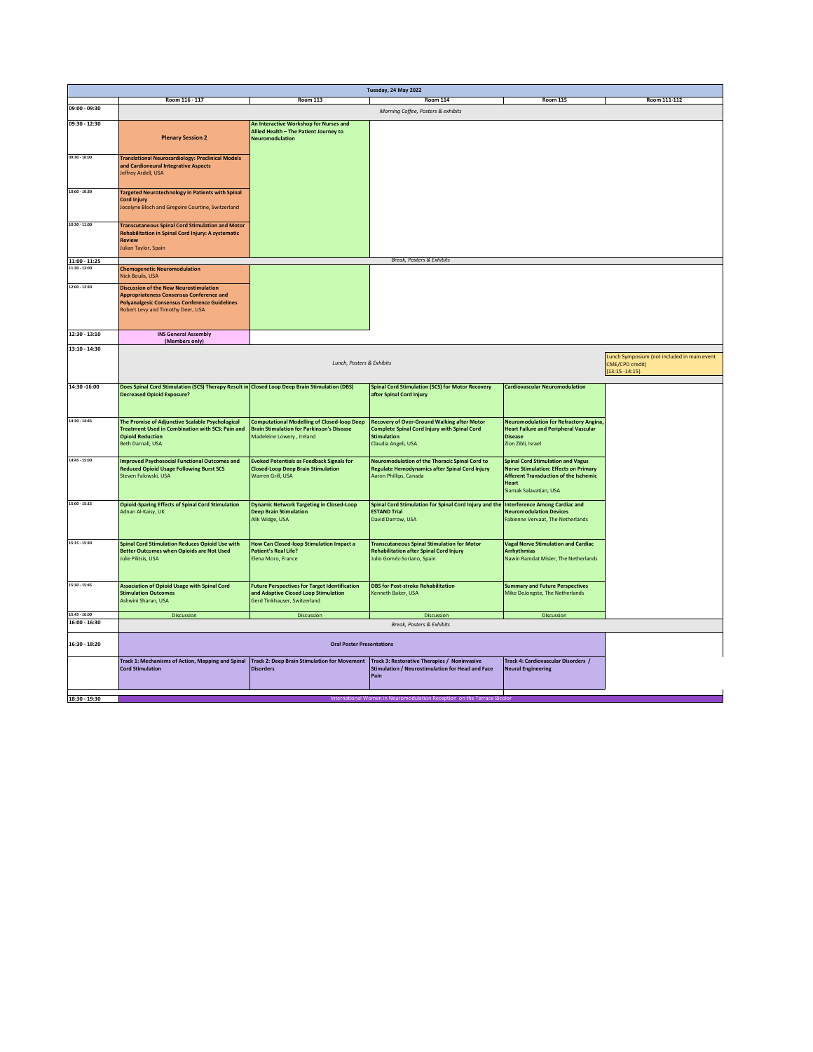## Tuesday, 24 May 2022

| | Room 116 - 117 | Room 113 | Room 114 | Room 115 | Room 111-112 |
|---|---|---|---|---|---|
| 09:00 - 09:30 | *Morning Coffee, Posters & exhibits* | | | | |
| 09:30 - 12:30 | **Plenary Session 2** | **An Interactive Workshop for Nurses and Allied Health – The Patient Journey to Neuromodulation** | | | |
| 09:30 - 10:00 | **Translational Neurocardiology: Preclinical Models and Cardioneural Integrative Aspects** Jeffrey Ardell, USA | | | | |
| 10:00 - 10:30 | **Targeted Neurotechnology in Patients with Spinal Cord Injury** Jocelyne Bloch and Gregoire Courtine, Switzerland | | | | |
| 10:30 - 11:00 | **Transcutaneous Spinal Cord Stimulation and Motor Rehabilitation in Spinal Cord Injury: A systematic Review** Julian Taylor, Spain | | | | |
| 11:00 - 11:25 | *Break, Posters & Exhibits* | | | | |
| 11:30 - 12:00 | **Chemogenetic Neuromodulation** Nick Boulis, USA | | | | |
| 12:00 - 12:30 | **Discussion of the New Neurostimulation Appropriateness Consensus Conference and Polyanalgesic Consensus Conference Guidelines** Robert Levy and Timothy Deer, USA | | | | |
| 12:30 - 13:10 | **INS General Assembly (Members only)** | | | | |
| 13:10 - 14:30 | *Lunch, Posters & Exhibits* | | | | Lunch Symposium (not included in main event CME/CPD credit) (13:15 -14:15) |
| 14:30 -16:00 | **Does Spinal Cord Stimulation (SCS) Therapy Result in Decreased Opioid Exposure?** | **Closed Loop Deep Brain Stimulation (DBS)** | **Spinal Cord Stimulation (SCS) for Motor Recovery after Spinal Cord Injury** | **Cardiovascular Neuromodulation** | |
| 14:30 - 14:45 | **The Promise of Adjunctive Scalable Psychological Treatment Used in Combination with SCS: Pain and Opioid Reduction** Beth Darnall, USA | **Computational Modelling of Closed-loop Deep Brain Stimulation for Parkinson's Disease** Madeleine Lowery , Ireland | **Recovery of Over-Ground Walking after Motor Complete Spinal Cord Injury with Spinal Cord Stimulation** Claudia Angeli, USA | **Neuromodulation for Refractory Angina, Heart Failure and Peripheral Vascular Disease** Zion Zibli, Israel | |
| 14:45 - 15:00 | **Improved Psychosocial Functional Outcomes and Reduced Opioid Usage Following Burst SCS** Steven Falowski, USA | **Evoked Potentials as Feedback Signals for Closed-Loop Deep Brain Stimulation** Warren Grill, USA | **Neuromodulation of the Thoracic Spinal Cord to Regulate Hemodynamics after Spinal Cord Injury** Aaron Phillips, Canada | **Spinal Cord Stimulation and Vagus Nerve Stimulation: Effects on Primary Afferent Transduction of the Ischemic Heart** Siamak Salavatian, USA | |
| 15:00 - 15:15 | **Opioid-Sparing Effects of Spinal Cord Stimulation** Adnan Al-Kaisy, UK | **Dynamic Network Targeting in Closed-Loop Deep Brain Stimulation** Alik Widge, USA | **Spinal Cord Stimulation for Spinal Cord Injury and the ESTAND Trial** David Darrow, USA | **Interference Among Cardiac and Neuromodulation Devices** Fabienne Vervaat, The Netherlands | |
| 15:15 - 15:30 | **Spinal Cord Stimulation Reduces Opioid Use with Better Outcomes when Opioids are Not Used** Julie Pilitsis, USA | **How Can Closed-loop Stimulation Impact a Patient's Real Life?** Elena Moro, France | **Transcutaneous Spinal Stimulation for Motor Rehabilitation after Spinal Cord Injury** Julio Goméz-Soriano, Spain | **Vagal Nerve Stimulation and Cardiac Arrhythmias** Nawin Ramdat Misier, The Netherlands | |
| 15:30 - 15:45 | **Association of Opioid Usage with Spinal Cord Stimulation Outcomes** Ashwini Sharan, USA | **Future Perspectives for Target Identification and Adaptive Closed Loop Stimulation** Gerd Tinkhauser, Switzerland | **DBS for Post-stroke Rehabilitation** Kenneth Baker, USA | **Summary and Future Perspectives** Mike DeJongste, The Netherlands | |
| 15:45 - 16:00 | Discussion | Discussion | Discussion | Discussion | |
| 16:00 - 16:30 | *Break, Posters & Exhibits* | | | | |
| 16:30 - 18:20 | **Oral Poster Presentations** | | | | |
| | **Track 1: Mechanisms of Action, Mapping and Spinal Cord Stimulation** | **Track 2: Deep Brain Stimulation for Movement Disorders** | **Track 3: Restorative Therapies / Noninvasive Stimulation / Neurostimulation for Head and Face Pain** | **Track 4: Cardiovascular Disorders / Neural Engineering** | |
| 18:30 - 19:30 | International Women in Neuromodulation Reception on the Terrace Bicolor | | | | |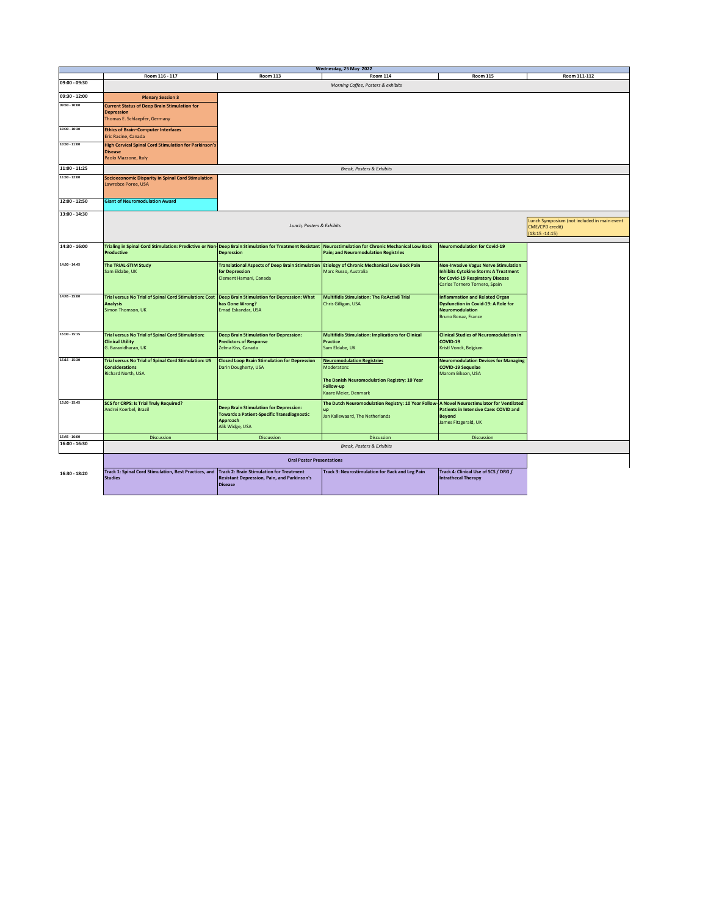| Wednesday, 25 May 2022 | | | | | |
|---|---|---|---|---|---|
| | Room 116 - 117 | Room 113 | Room 114 | Room 115 | Room 111-112 |
| 09:00 - 09:30 | *Morning Coffee, Posters & exhibits* | | | | |
| 09:30 - 12:00 | **Plenary Session 3** | | | | |
| 09:30 - 10:00 | **Current Status of Deep Brain Stimulation for Depression**<br>Thomas E. Schlaepfer, Germany | | | | |
| 10:00 - 10:30 | **Ethics of Brain–Computer Interfaces**<br>Eric Racine, Canada | | | | |
| 10:30 - 11:00 | **High Cervical Spinal Cord Stimulation for Parkinson's Disease**<br>Paolo Mazzone, Italy | | | | |
| 11:00 - 11:25 | *Break, Posters & Exhibits* | | | | |
| 11:30 - 12:00 | **Socioeconomic Disparity in Spinal Cord Stimulation**<br>Lawrebce Poree, USA | | | | |
| 12:00 - 12:50 | **Giant of Neuromodulation Award** | | | | |
| 13:00 - 14:30 | *Lunch, Posters & Exhibits* | | | | Lunch Symposium (not included in main event CME/CPD credit) (13:15 -14:15) |
| 14:30 - 16:00 | **Trialing in Spinal Cord Stimulation: Predictive or Non-Productive** | **Deep Brain Stimulation for Treatment Resistant Depression** | **Neurostimulation for Chronic Mechanical Low Back Pain; and Neuromodulation Registries** | **Neuromodulation for Covid-19** | |
| 14:30 - 14:45 | **The TRIAL-STIM Study**<br>Sam Eldabe, UK | **Translational Aspects of Deep Brain Stimulation for Depression**<br>Clement Hamani, Canada | **Etiology of Chronic Mechanical Low Back Pain**<br>Marc Russo, Australia | **Non-Invasive Vagus Nerve Stimulation Inhibits Cytokine Storm: A Treatment for Covid-19 Respiratory Disease**<br>Carlos Tornero Tornero, Spain | |
| 14:45 - 15:00 | **Trial versus No Trial of Spinal Cord Stimulation: Cost Analysis**<br>Simon Thomson, UK | **Deep Brain Stimulation for Depression: What has Gone Wrong?**<br>Emad Eskandar, USA | **Multifidis Stimulation: The ReActiv8 Trial**<br>Chris Gilligan, USA | **Inflammation and Related Organ Dysfunction in Covid-19: A Role for Neuromodulation**<br>Bruno Bonaz, France | |
| 15:00 - 15:15 | **Trial versus No Trial of Spinal Cord Stimulation: Clinical Utility**<br>G. Baranidharan, UK | **Deep Brain Stimulation for Depression: Predictors of Response**<br>Zelma Kiss, Canada | **Multifidis Stimulation: Implications for Clinical Practice**<br>Sam Eldabe, UK | **Clinical Studies of Neuromodulation in COVID-19**<br>Kristl Vonck, Belgium | |
| 15:15 - 15:30 | **Trial versus No Trial of Spinal Cord Stimulation: US Considerations**<br>Richard North, USA | **Closed Loop Brain Stimulation for Depression**<br>Darin Dougherty, USA | **Neuromodulation Registries**<br>Moderators:<br><br>**The Danish Neuromodulation Registry: 10 Year Follow-up**<br>Kaare Meier, Denmark | **Neuromodulation Devices for Managing COVID-19 Sequelae**<br>Marom Bikson, USA | |
| 15:30 - 15:45 | **SCS for CRPS: Is Trial Truly Required?**<br>Andrei Koerbel, Brazil | **Deep Brain Stimulation for Depression: Towards a Patient-Specific Transdiagnostic Approach**<br>Alik Widge, USA | **The Dutch Neuromodulation Registry: 10 Year Follow-up**<br>Jan Kallewaard, The Netherlands | **A Novel Neurostimulator for Ventilated Patients in Intensive Care: COVID and Beyond**<br>James Fitzgerald, UK | |
| 15:45 - 16:00 | Discussion | Discussion | Discussion | Discussion | |
| 16:00 - 16:30 | *Break, Posters & Exhibits* | | | | |
| | **Oral Poster Presentations** | | | | |
| 16:30 - 18:20 | **Track 1: Spinal Cord Stimulation, Best Practices, and Studies** | **Track 2: Brain Stimulation for Treatment Resistant Depression, Pain, and Parkinson's Disease** | **Track 3: Neurostimulation for Back and Leg Pain** | **Track 4: Clinical Use of SCS / DRG / Intrathecal Therapy** | |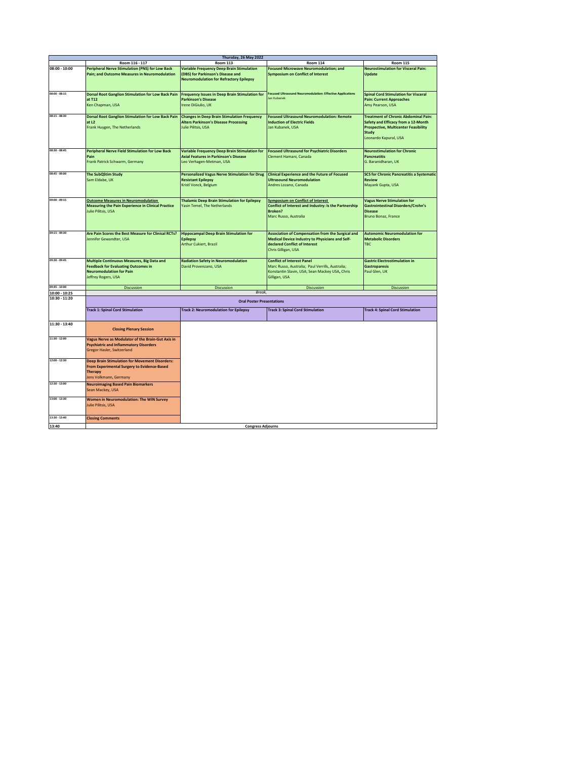| Thursday, 26 May 2022 | | | | |
|---|---|---|---|---|
| | Room 116 - 117 | Room 113 | Room 114 | Room 115 |
| 08:00 - 10:00 | **Peripheral Nerve Stimulation (PNS) for Low Back Pain; and Outcome Measures in Neuromodulation** | **Variable Frequency Deep Brain Stimulation (DBS) for Parkinson's Disease and Neuromodulation for Refractory Epilepsy** | **Focused Microwave Neuromodulation; and Symposium on Conflict of Interest** | **Neurostimulation for Visceral Pain: Update** |
| 08:00 - 08:15 | **Dorsal Root Ganglion Stimulation for Low Back Pain at T12** Ken Chapman, USA | **Frequency Issues in Deep Brain Stimulation for Parkinson's Disease** Irene DiGiulio, UK | **Focused Ultrasound Neuromodulation: Effective Applications** Jan Kubanek | **Spinal Cord Stimulation for Visceral Pain: Current Approaches** Amy Pearson, USA |
| 08:15 - 08:30 | **Dorsal Root Ganglion Stimulation for Low Back Pain at L2** Frank Huygen, The Netherlands | **Changes in Deep Brain Stimulation Frequency Alters Parkinson's Disease Processing** Julie Pilitsis, USA | **Focused Ultrasound Neuromodulation: Remote Induction of Electric Fields** Jan Kubanek, USA | **Treatment of Chronic Abdominal Pain: Safety and Efficacy from a 12-Month Prospective, Multicenter Feasibility Study** Leonardo Kapural, USA |
| 08:30 - 08:45 | **Peripheral Nerve Field Stimulation for Low Back Pain** Frank Patrick Schwarm, Germany | **Variable Frequency Deep Brain Stimulation for Axial Features in Parkinson's Disease** Leo Verhagen-Metman, USA | **Focused Ultrasound for Psychiatric Disorders** Clement Hamani, Canada | **Neurostimulation for Chronic Pancreatitis** G. Baranidharan, UK |
| 08:45 - 09:00 | **The SubQStim Study** Sam Eldabe, UK | **Personalized Vagus Nerve Stimulation for Drug Resistant Epilepsy** Kristl Vonck, Belgium | **Clinical Experience and the Future of Focused Ultrasound Neuromodulation** Andres Lozano, Canada | **SCS for Chronic Pancreatitis a Systematic Review** Mayank Gupta, USA |
| 09:00 - 09:15 | **Outcome Measures in Neuromodulation** **Measuring the Pain Experience in Clinical Practice** Julie Pilitsis, USA | **Thalamic Deep Brain Stimulation for Epilepsy** Yasin Temel, The Netherlands | **Symposium on Conflict of Interest** **Conflict of Interest and Industry: Is the Partnership Broken?** Marc Russo, Australia | **Vagus Nerve Stimulation for Gastrointestinal Disorders/Crohn's Disease** Bruno Bonaz, France |
| 09:15 - 09:30 | **Are Pain Scores the Best Measure for Clinical RCTs?** Jennifer Gewandter, USA | **Hippocampal Deep Brain Stimulation for Epilepsy** Arthur Cukiert, Brazil | **Association of Compensation from the Surgical and Medical Device Industry to Physicians and Self-declared Conflict of Interest** Chris Gilligan, USA | **Autonomic Neuromodulation for Metabolic Disorders** TBC |
| 09:30 - 09:45 | **Multiple Continuous Measures, Big Data and Feedback for Evaluating Outcomes in Neuromodulation for Pain** Jeffrey Rogers, USA | **Radiation Safety in Neuromodulation** David Provenzano, USA | **Conflict of Interest Panel** Marc Russo, Australia; Paul Verrills, Australia; Konstantin Slavin, USA; Sean Mackey USA, Chris Gilligan, USA | **Gastric Electrostimulation in Gastroparesis** Paul Glen, UK |
| 09:45 - 10:00 | Discussion | Discussion | Discussion | Discussion |
| 10:00 - 10:25 | *Break,* | | | |
| 10:30 - 11:20 | **Oral Poster Presentations** | | | |
| | **Track 1: Spinal Cord Stimulation** | **Track 2: Neuromodulation for Epilepsy** | **Track 3: Spinal Cord Stimulation** | **Track 4: Spinal Cord Stimulation** |
| 11:30 - 13:40 | **Closing Plenary Session** | | | |
| 11:30 - 12:00 | **Vagus Nerve as Modulator of the Brain-Gut Axis in Psychiatric and Inflammatory Disorders** Gregor Hasler, Switzerland | | | |
| 12:00 - 12:30 | **Deep Brain Stimulation for Movement Disorders: From Experimental Surgery to Evidence-Based Therapy** Jens Volkmann, Germany | | | |
| 12:30 - 13:00 | **Neuroimaging Based Pain Biomarkers** Sean Mackey, USA | | | |
| 13:00 - 13:30 | **Women in Neuromodulation: The WIN Survey** Julie Pilitsis, USA | | | |
| 13:30 - 13:40 | **Closing Comments** | | | |
| 13:40 | **Congress Adjourns** | | | |